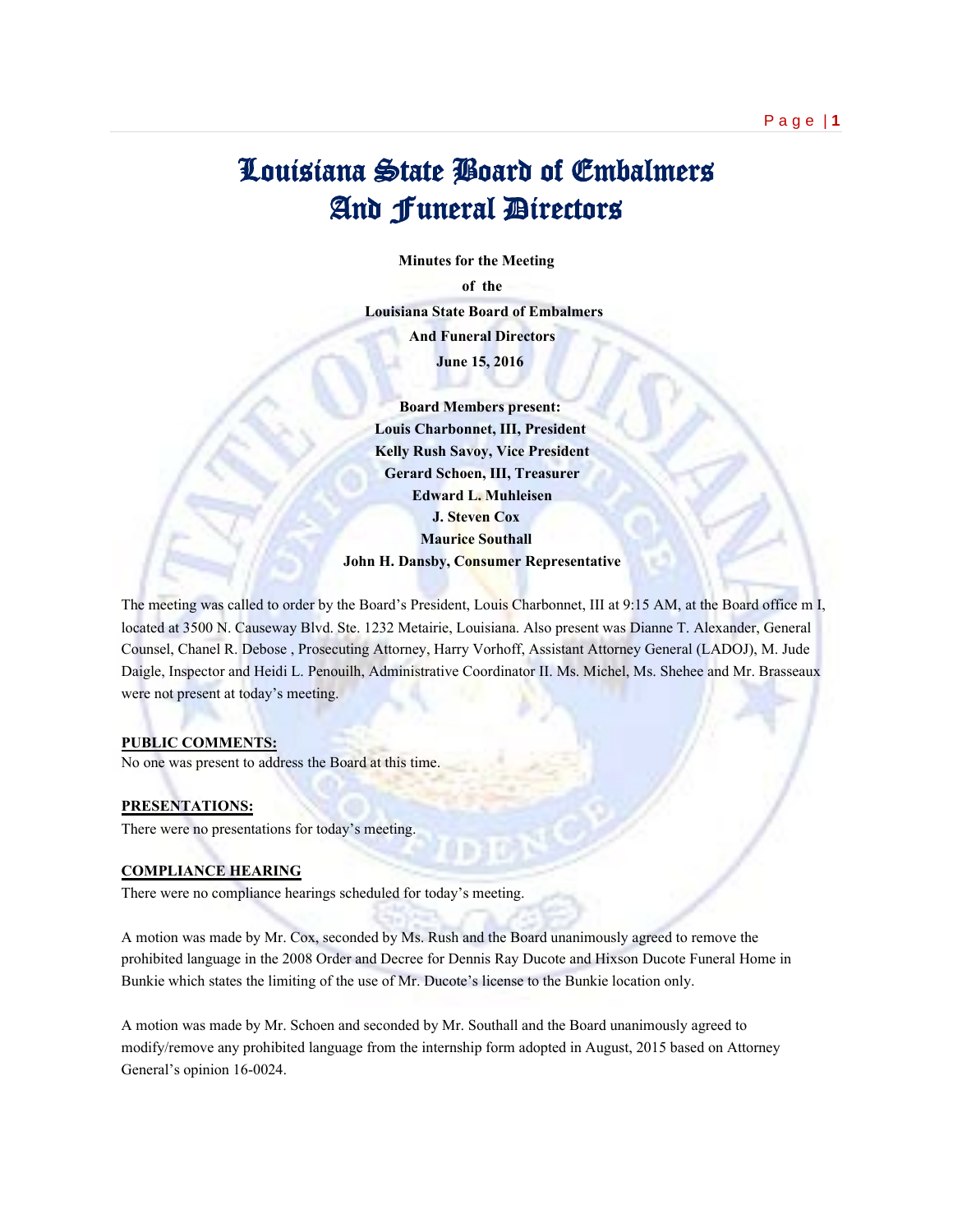# Louisiana State Board of Embalmers And Funeral Directors

**Minutes for the Meeting**

**of the**

**Louisiana State Board of Embalmers**

**And Funeral Directors**

**June 15, 2016**

**Board Members present:**
**Louis Charbonnet, III, President**
**Kelly Rush Savoy, Vice President**
**Gerard Schoen, III, Treasurer**
**Edward L. Muhleisen**
**J. Steven Cox**
**Maurice Southall**
**John H. Dansby, Consumer Representative**

The meeting was called to order by the Board's President, Louis Charbonnet, III at 9:15 AM, at the Board office m I, located at 3500 N. Causeway Blvd. Ste. 1232 Metairie, Louisiana. Also present was Dianne T. Alexander, General Counsel, Chanel R. Debose , Prosecuting Attorney, Harry Vorhoff, Assistant Attorney General (LADOJ), M. Jude Daigle, Inspector and Heidi L. Penouilh, Administrative Coordinator II. Ms. Michel, Ms. Shehee and Mr. Brasseaux were not present at today's meeting.

**PUBLIC COMMENTS:**
No one was present to address the Board at this time.

**PRESENTATIONS:**
There were no presentations for today's meeting.

**COMPLIANCE HEARING**
There were no compliance hearings scheduled for today's meeting.

A motion was made by Mr. Cox, seconded by Ms. Rush and the Board unanimously agreed to remove the prohibited language in the 2008 Order and Decree for Dennis Ray Ducote and Hixson Ducote Funeral Home in Bunkie which states the limiting of the use of Mr. Ducote's license to the Bunkie location only.

A motion was made by Mr. Schoen and seconded by Mr. Southall and the Board unanimously agreed to modify/remove any prohibited language from the internship form adopted in August, 2015 based on Attorney General's opinion 16-0024.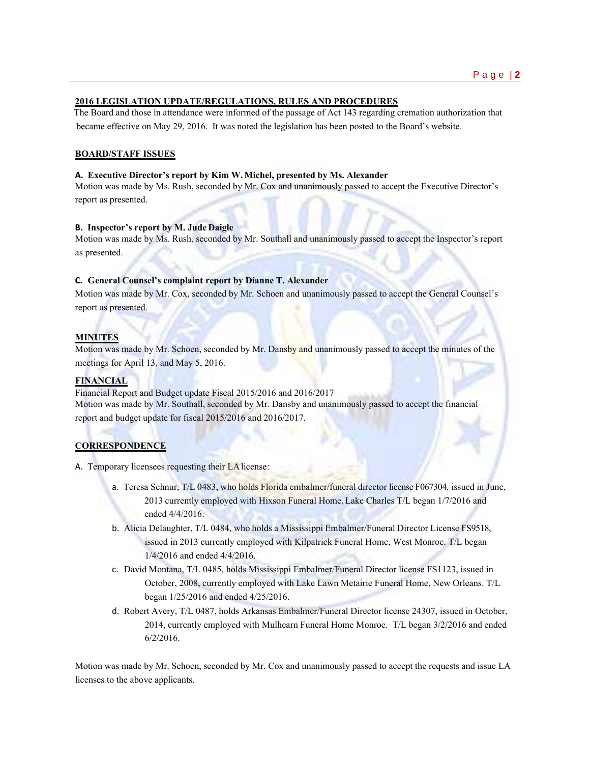**2016 LEGISLATION UPDATE/REGULATIONS, RULES AND PROCEDURES**

The Board and those in attendance were informed of the passage of Act 143 regarding cremation authorization that became effective on May 29, 2016. It was noted the legislation has been posted to the Board's website.

**BOARD/STAFF ISSUES**

**A. Executive Director's report by Kim W. Michel, presented by Ms. Alexander**

Motion was made by Ms. Rush, seconded by Mr. Cox and unanimously passed to accept the Executive Director's report as presented.

**B. Inspector's report by M. Jude Daigle**

Motion was made by Ms. Rush, seconded by Mr. Southall and unanimously passed to accept the Inspector's report as presented.

**C. General Counsel's complaint report by Dianne T. Alexander**

Motion was made by Mr. Cox, seconded by Mr. Schoen and unanimously passed to accept the General Counsel's report as presented.

**MINUTES**

Motion was made by Mr. Schoen, seconded by Mr. Dansby and unanimously passed to accept the minutes of the meetings for April 13, and May 5, 2016.

**FINANCIAL**

Financial Report and Budget update Fiscal 2015/2016 and 2016/2017

Motion was made by Mr. Southall, seconded by Mr. Dansby and unanimously passed to accept the financial report and budget update for fiscal 2015/2016 and 2016/2017.

**CORRESPONDENCE**

A. Temporary licensees requesting their LA license:

a. Teresa Schnur, T/L 0483, who holds Florida embalmer/funeral director license F067304, issued in June, 2013 currently employed with Hixson Funeral Home, Lake Charles T/L began 1/7/2016 and ended 4/4/2016.

b. Alicia Delaughter, T/L 0484, who holds a Mississippi Embalmer/Funeral Director License FS9518, issued in 2013 currently employed with Kilpatrick Funeral Home, West Monroe. T/L began 1/4/2016 and ended 4/4/2016.

c. David Montana, T/L 0485, holds Mississippi Embalmer/Funeral Director license FS1123, issued in October, 2008, currently employed with Lake Lawn Metairie Funeral Home, New Orleans. T/L began 1/25/2016 and ended 4/25/2016.

d. Robert Avery, T/L 0487, holds Arkansas Embalmer/Funeral Director license 24307, issued in October, 2014, currently employed with Mulhearn Funeral Home Monroe. T/L began 3/2/2016 and ended 6/2/2016.

Motion was made by Mr. Schoen, seconded by Mr. Cox and unanimously passed to accept the requests and issue LA licenses to the above applicants.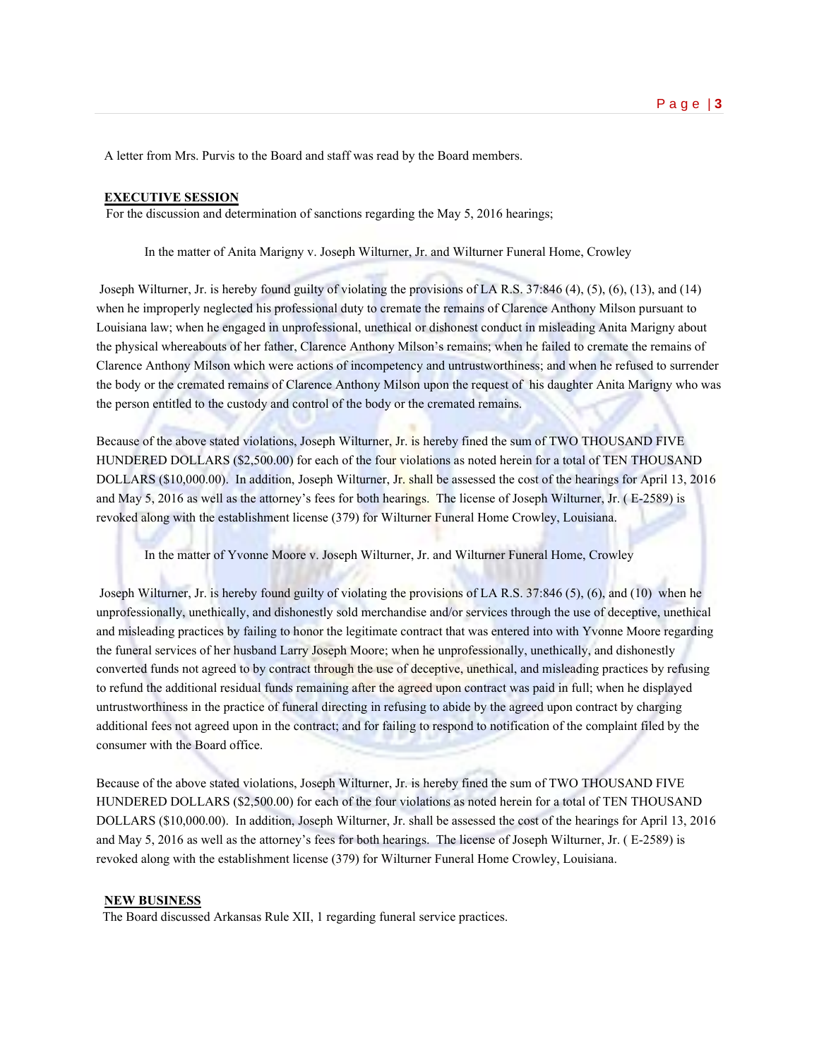A letter from Mrs. Purvis to the Board and staff was read by the Board members.

**EXECUTIVE SESSION**

For the discussion and determination of sanctions regarding the May 5, 2016 hearings;

In the matter of Anita Marigny v. Joseph Wilturner, Jr. and Wilturner Funeral Home, Crowley

Joseph Wilturner, Jr. is hereby found guilty of violating the provisions of LA R.S. 37:846 (4), (5), (6), (13), and (14) when he improperly neglected his professional duty to cremate the remains of Clarence Anthony Milson pursuant to Louisiana law; when he engaged in unprofessional, unethical or dishonest conduct in misleading Anita Marigny about the physical whereabouts of her father, Clarence Anthony Milson's remains; when he failed to cremate the remains of Clarence Anthony Milson which were actions of incompetency and untrustworthiness; and when he refused to surrender the body or the cremated remains of Clarence Anthony Milson upon the request of his daughter Anita Marigny who was the person entitled to the custody and control of the body or the cremated remains.

Because of the above stated violations, Joseph Wilturner, Jr. is hereby fined the sum of TWO THOUSAND FIVE HUNDERED DOLLARS ($2,500.00) for each of the four violations as noted herein for a total of TEN THOUSAND DOLLARS ($10,000.00). In addition, Joseph Wilturner, Jr. shall be assessed the cost of the hearings for April 13, 2016 and May 5, 2016 as well as the attorney's fees for both hearings. The license of Joseph Wilturner, Jr. ( E-2589) is revoked along with the establishment license (379) for Wilturner Funeral Home Crowley, Louisiana.

In the matter of Yvonne Moore v. Joseph Wilturner, Jr. and Wilturner Funeral Home, Crowley

Joseph Wilturner, Jr. is hereby found guilty of violating the provisions of LA R.S. 37:846 (5), (6), and (10) when he unprofessionally, unethically, and dishonestly sold merchandise and/or services through the use of deceptive, unethical and misleading practices by failing to honor the legitimate contract that was entered into with Yvonne Moore regarding the funeral services of her husband Larry Joseph Moore; when he unprofessionally, unethically, and dishonestly converted funds not agreed to by contract through the use of deceptive, unethical, and misleading practices by refusing to refund the additional residual funds remaining after the agreed upon contract was paid in full; when he displayed untrustworthiness in the practice of funeral directing in refusing to abide by the agreed upon contract by charging additional fees not agreed upon in the contract; and for failing to respond to notification of the complaint filed by the consumer with the Board office.

Because of the above stated violations, Joseph Wilturner, Jr. is hereby fined the sum of TWO THOUSAND FIVE HUNDERED DOLLARS ($2,500.00) for each of the four violations as noted herein for a total of TEN THOUSAND DOLLARS ($10,000.00). In addition, Joseph Wilturner, Jr. shall be assessed the cost of the hearings for April 13, 2016 and May 5, 2016 as well as the attorney's fees for both hearings. The license of Joseph Wilturner, Jr. ( E-2589) is revoked along with the establishment license (379) for Wilturner Funeral Home Crowley, Louisiana.

**NEW BUSINESS**

The Board discussed Arkansas Rule XII, 1 regarding funeral service practices.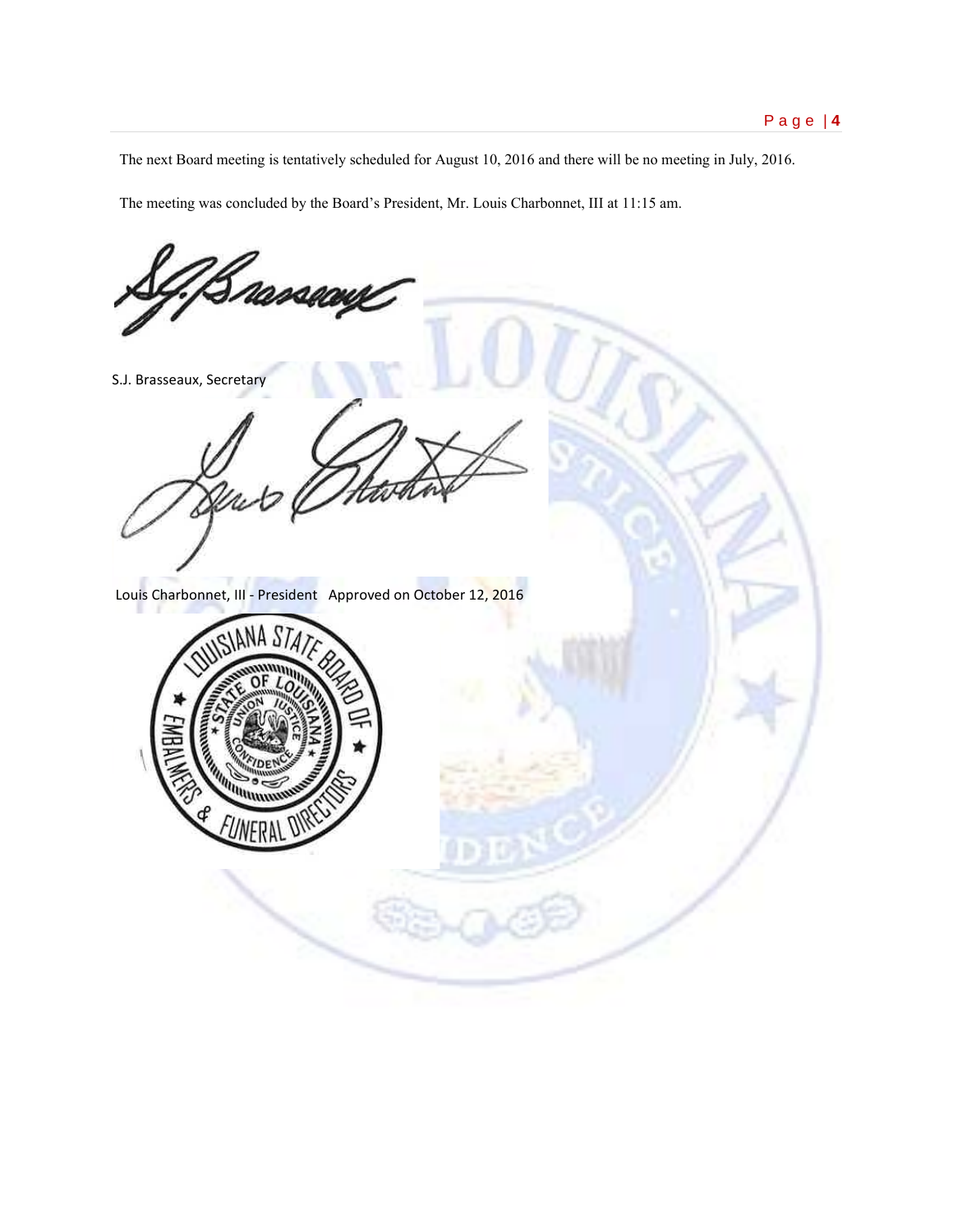The next Board meeting is tentatively scheduled for August 10, 2016 and there will be no meeting in July, 2016.

The meeting was concluded by the Board's President, Mr. Louis Charbonnet, III at 11:15 am.

S.J. Brasseaux, Secretary

Louis Charbonnet, III - President   Approved on October 12, 2016